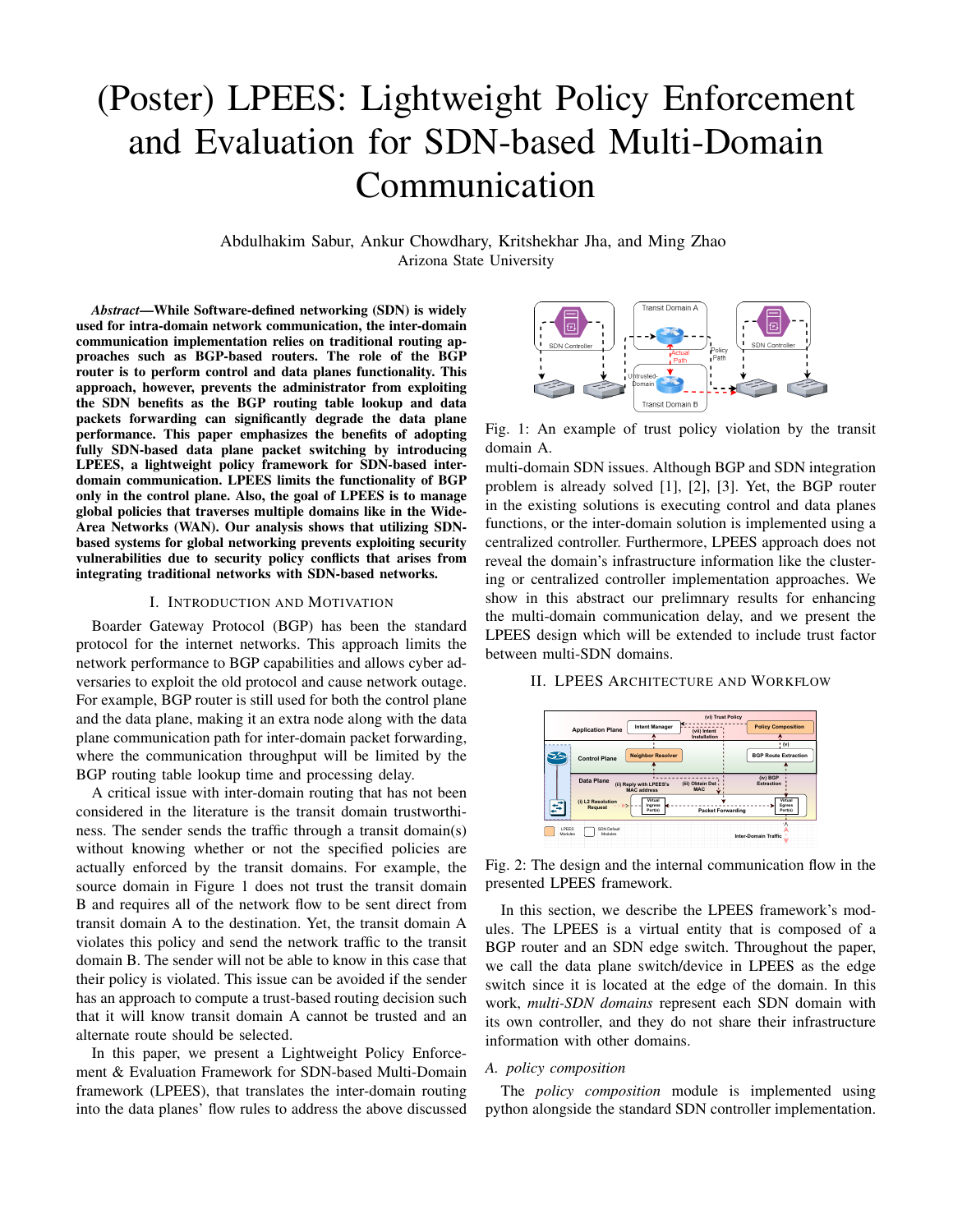# (Poster) LPEES: Lightweight Policy Enforcement and Evaluation for SDN-based Multi-Domain Communication

Abdulhakim Sabur, Ankur Chowdhary, Kritshekhar Jha, and Ming Zhao
Arizona State University

***Abstract*—While Software-defined networking (SDN) is widely used for intra-domain network communication, the inter-domain communication implementation relies on traditional routing approaches such as BGP-based routers. The role of the BGP router is to perform control and data planes functionality. This approach, however, prevents the administrator from exploiting the SDN benefits as the BGP routing table lookup and data packets forwarding can significantly degrade the data plane performance. This paper emphasizes the benefits of adopting fully SDN-based data plane packet switching by introducing LPEES, a lightweight policy framework for SDN-based inter-domain communication. LPEES limits the functionality of BGP only in the control plane. Also, the goal of LPEES is to manage global policies that traverses multiple domains like in the Wide-Area Networks (WAN). Our analysis shows that utilizing SDN-based systems for global networking prevents exploiting security vulnerabilities due to security policy conflicts that arises from integrating traditional networks with SDN-based networks.**

## I. Introduction and Motivation

Boarder Gateway Protocol (BGP) has been the standard protocol for the internet networks. This approach limits the network performance to BGP capabilities and allows cyber adversaries to exploit the old protocol and cause network outage. For example, BGP router is still used for both the control plane and the data plane, making it an extra node along with the data plane communication path for inter-domain packet forwarding, where the communication throughput will be limited by the BGP routing table lookup time and processing delay.

A critical issue with inter-domain routing that has not been considered in the literature is the transit domain trustworthiness. The sender sends the traffic through a transit domain(s) without knowing whether or not the specified policies are actually enforced by the transit domains. For example, the source domain in Figure 1 does not trust the transit domain B and requires all of the network flow to be sent direct from transit domain A to the destination. Yet, the transit domain A violates this policy and send the network traffic to the transit domain B. The sender will not be able to know in this case that their policy is violated. This issue can be avoided if the sender has an approach to compute a trust-based routing decision such that it will know transit domain A cannot be trusted and an alternate route should be selected.

In this paper, we present a Lightweight Policy Enforcement & Evaluation Framework for SDN-based Multi-Domain framework (LPEES), that translates the inter-domain routing into the data planes' flow rules to address the above discussed multi-domain SDN issues. Although BGP and SDN integration problem is already solved [1], [2], [3]. Yet, the BGP router in the existing solutions is executing control and data planes functions, or the inter-domain solution is implemented using a centralized controller. Furthermore, LPEES approach does not reveal the domain's infrastructure information like the clustering or centralized controller implementation approaches. We show in this abstract our prelimnary results for enhancing the multi-domain communication delay, and we present the LPEES design which will be extended to include trust factor between multi-SDN domains.

Fig. 1: An example of trust policy violation by the transit domain A.

## II. LPEES Architecture and Workflow

Fig. 2: The design and the internal communication flow in the presented LPEES framework.

In this section, we describe the LPEES framework's modules. The LPEES is a virtual entity that is composed of a BGP router and an SDN edge switch. Throughout the paper, we call the data plane switch/device in LPEES as the edge switch since it is located at the edge of the domain. In this work, *multi-SDN domains* represent each SDN domain with its own controller, and they do not share their infrastructure information with other domains.

### A. *policy composition*

The *policy composition* module is implemented using python alongside the standard SDN controller implementation.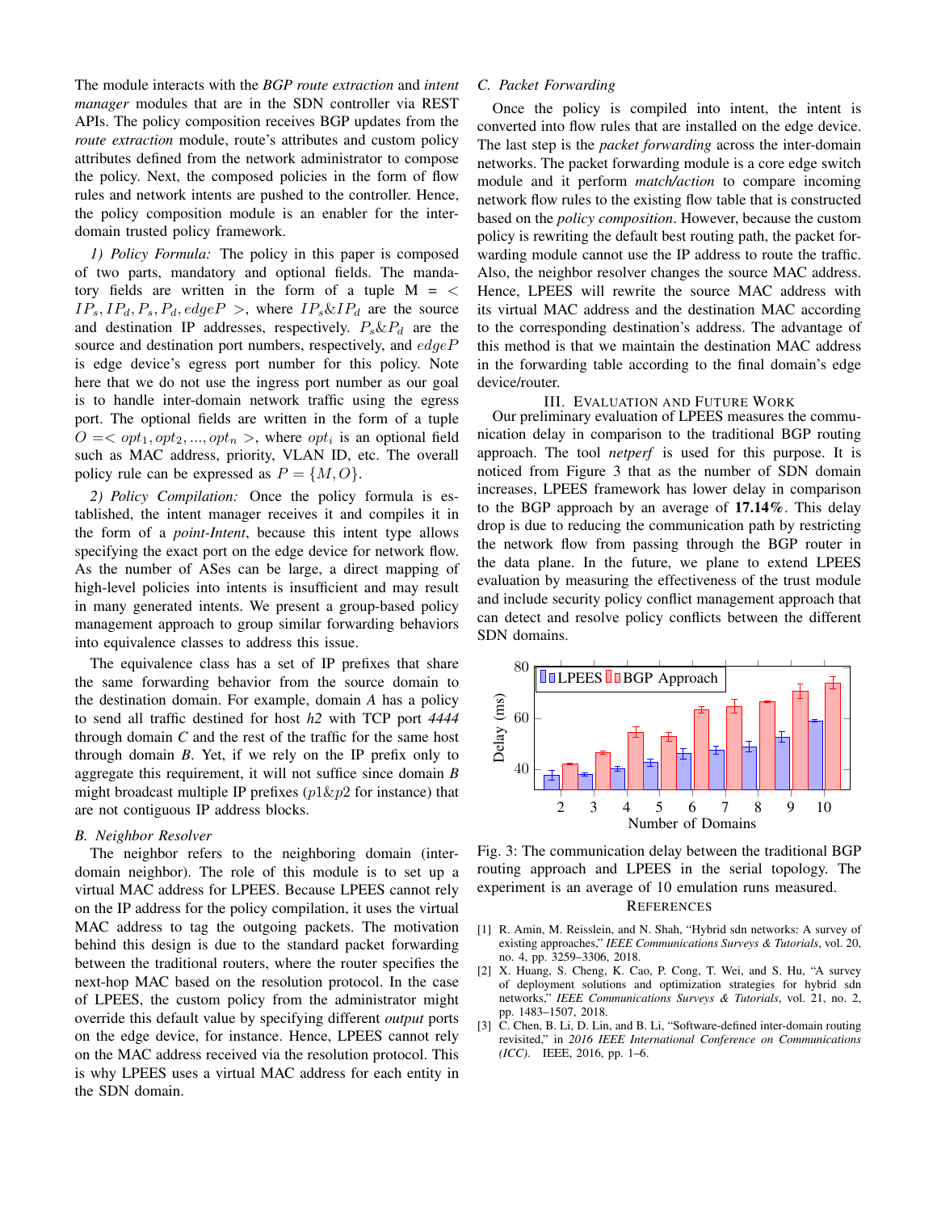The module interacts with the *BGP route extraction* and *intent manager* modules that are in the SDN controller via REST APIs. The policy composition receives BGP updates from the *route extraction* module, route's attributes and custom policy attributes defined from the network administrator to compose the policy. Next, the composed policies in the form of flow rules and network intents are pushed to the controller. Hence, the policy composition module is an enabler for the inter-domain trusted policy framework.

*1) Policy Formula:* The policy in this paper is composed of two parts, mandatory and optional fields. The mandatory fields are written in the form of a tuple $M = < IP_s, IP_d, P_s, P_d, edgeP >$, where $IP_s \& IP_d$ are the source and destination IP addresses, respectively. $P_s \& P_d$ are the source and destination port numbers, respectively, and $edgeP$ is edge device's egress port number for this policy. Note here that we do not use the ingress port number as our goal is to handle inter-domain network traffic using the egress port. The optional fields are written in the form of a tuple $O =< opt_1, opt_2, ..., opt_n >$, where $opt_i$ is an optional field such as MAC address, priority, VLAN ID, etc. The overall policy rule can be expressed as $P = \{M, O\}$.

*2) Policy Compilation:* Once the policy formula is established, the intent manager receives it and compiles it in the form of a *point-Intent*, because this intent type allows specifying the exact port on the edge device for network flow. As the number of ASes can be large, a direct mapping of high-level policies into intents is insufficient and may result in many generated intents. We present a group-based policy management approach to group similar forwarding behaviors into equivalence classes to address this issue.

The equivalence class has a set of IP prefixes that share the same forwarding behavior from the source domain to the destination domain. For example, domain *A* has a policy to send all traffic destined for host *h2* with TCP port *4444* through domain *C* and the rest of the traffic for the same host through domain *B*. Yet, if we rely on the IP prefix only to aggregate this requirement, it will not suffice since domain *B* might broadcast multiple IP prefixes ($p1 \& p2$ for instance) that are not contiguous IP address blocks.

### B. Neighbor Resolver

The neighbor refers to the neighboring domain (inter-domain neighbor). The role of this module is to set up a virtual MAC address for LPEES. Because LPEES cannot rely on the IP address for the policy compilation, it uses the virtual MAC address to tag the outgoing packets. The motivation behind this design is due to the standard packet forwarding between the traditional routers, where the router specifies the next-hop MAC based on the resolution protocol. In the case of LPEES, the custom policy from the administrator might override this default value by specifying different *output* ports on the edge device, for instance. Hence, LPEES cannot rely on the MAC address received via the resolution protocol. This is why LPEES uses a virtual MAC address for each entity in the SDN domain.

### C. Packet Forwarding

Once the policy is compiled into intent, the intent is converted into flow rules that are installed on the edge device. The last step is the *packet forwarding* across the inter-domain networks. The packet forwarding module is a core edge switch module and it perform *match/action* to compare incoming network flow rules to the existing flow table that is constructed based on the *policy composition*. However, because the custom policy is rewriting the default best routing path, the packet forwarding module cannot use the IP address to route the traffic. Also, the neighbor resolver changes the source MAC address. Hence, LPEES will rewrite the source MAC address with its virtual MAC address and the destination MAC according to the corresponding destination's address. The advantage of this method is that we maintain the destination MAC address in the forwarding table according to the final domain's edge device/router.

## III. Evaluation and Future Work

Our preliminary evaluation of LPEES measures the communication delay in comparison to the traditional BGP routing approach. The tool *netperf* is used for this purpose. It is noticed from Figure 3 that as the number of SDN domain increases, LPEES framework has lower delay in comparison to the BGP approach by an average of **17.14%**. This delay drop is due to reducing the communication path by restricting the network flow from passing through the BGP router in the data plane. In the future, we plane to extend LPEES evaluation by measuring the effectiveness of the trust module and include security policy conflict management approach that can detect and resolve policy conflicts between the different SDN domains.

80
60
40
Delay (ms)
LPEES
BGP Approach
2 3 4 5 6 7 8 9 10
Number of Domains

Fig. 3: The communication delay between the traditional BGP routing approach and LPEES in the serial topology. The experiment is an average of 10 emulation runs measured.

## References

[1] R. Amin, M. Reisslein, and N. Shah, "Hybrid sdn networks: A survey of existing approaches," *IEEE Communications Surveys & Tutorials*, vol. 20, no. 4, pp. 3259–3306, 2018.

[2] X. Huang, S. Cheng, K. Cao, P. Cong, T. Wei, and S. Hu, "A survey of deployment solutions and optimization strategies for hybrid sdn networks," *IEEE Communications Surveys & Tutorials*, vol. 21, no. 2, pp. 1483–1507, 2018.

[3] C. Chen, B. Li, D. Lin, and B. Li, "Software-defined inter-domain routing revisited," in *2016 IEEE International Conference on Communications (ICC)*. IEEE, 2016, pp. 1–6.